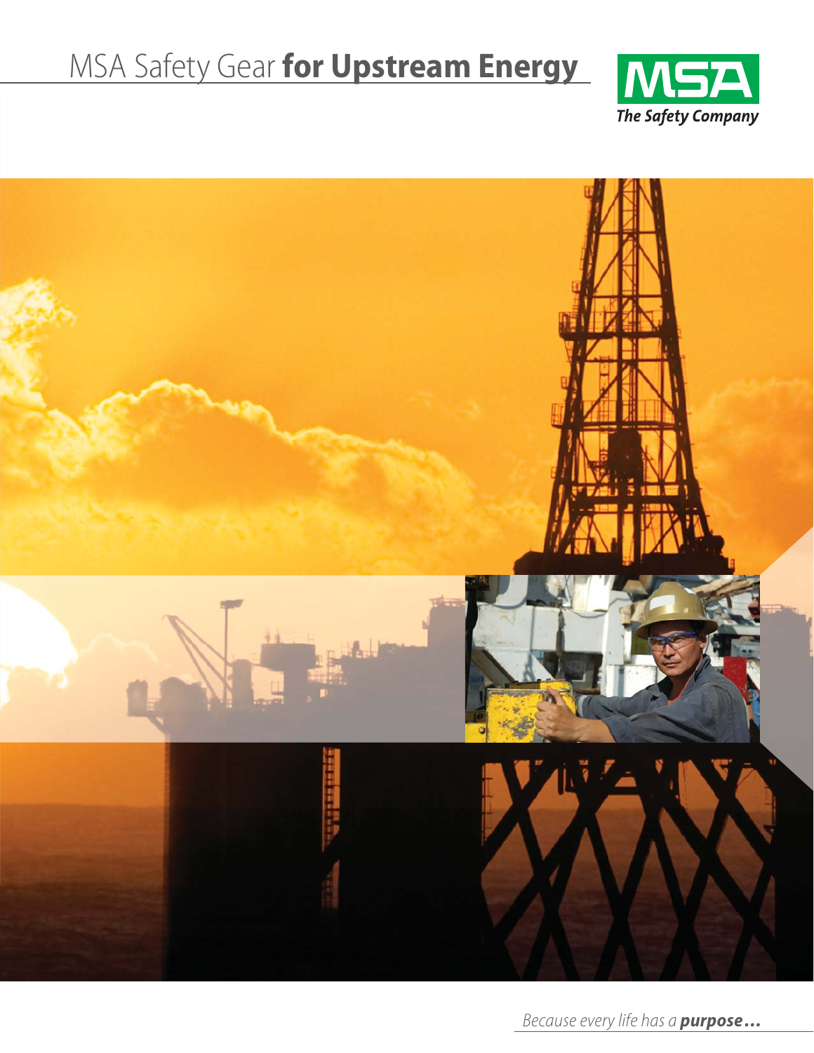# MSA Safety Gear **for Upstream Energy**

MSA
*The Safety Company*

*Because every life has a **purpose...***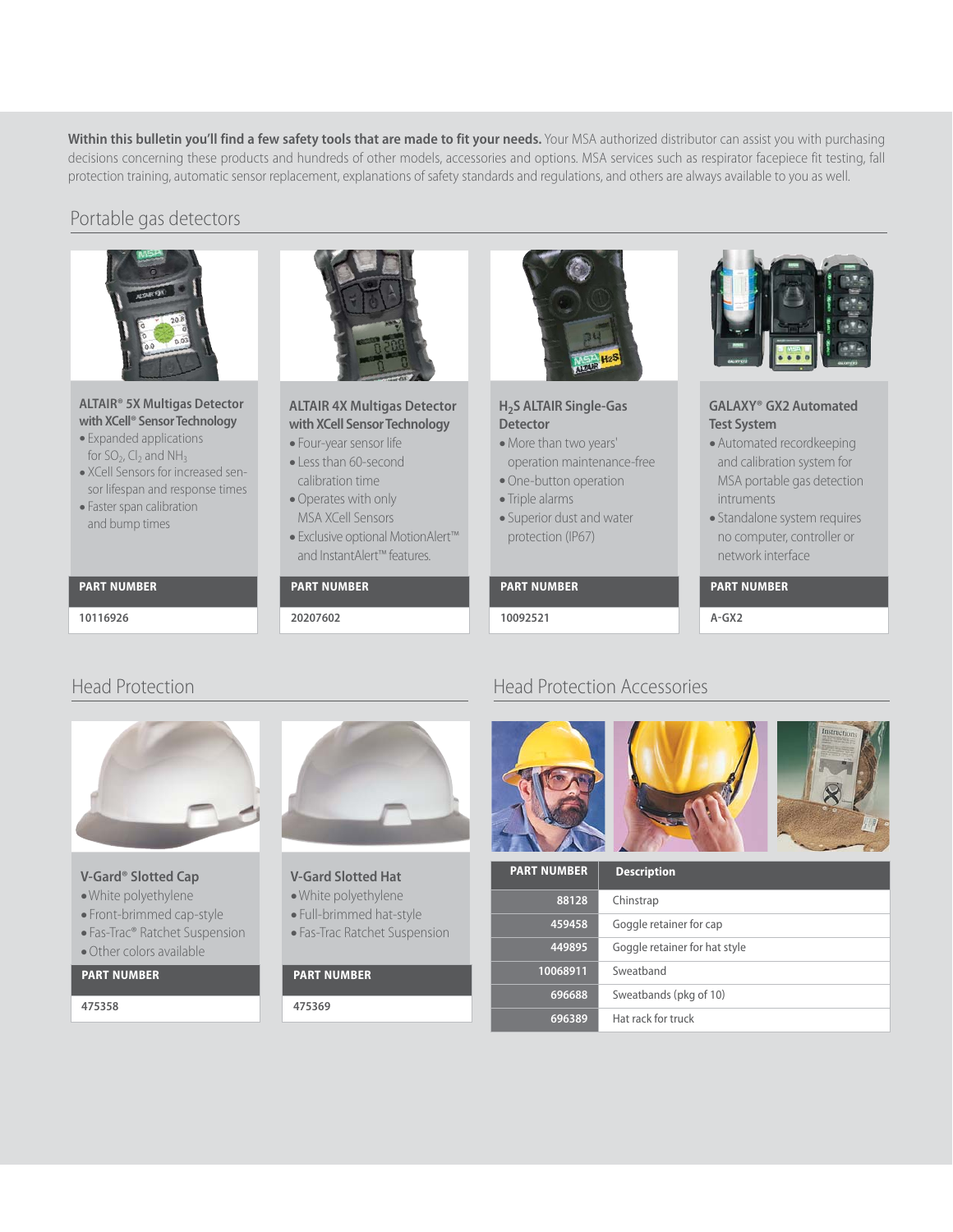**Within this bulletin you'll find a few safety tools that are made to fit your needs.** Your MSA authorized distributor can assist you with purchasing decisions concerning these products and hundreds of other models, accessories and options. MSA services such as respirator facepiece fit testing, fall protection training, automatic sensor replacement, explanations of safety standards and regulations, and others are always available to you as well.

## Portable gas detectors

### ALTAIR® 5X Multigas Detector with XCell® Sensor Technology

- Expanded applications for $SO_2$, $Cl_2$ and $NH_3$
- XCell Sensors for increased sensor lifespan and response times
- Faster span calibration and bump times

| PART NUMBER |
|---|
| 10116926 |

### ALTAIR 4X Multigas Detector with XCell Sensor Technology

- Four-year sensor life
- Less than 60-second calibration time
- Operates with only MSA XCell Sensors
- Exclusive optional MotionAlert™ and InstantAlert™ features.

| PART NUMBER |
|---|
| 20207602 |

### $H_2S$ ALTAIR Single-Gas Detector

- More than two years' operation maintenance-free
- One-button operation
- Triple alarms
- Superior dust and water protection (IP67)

| PART NUMBER |
|---|
| 10092521 |

### GALAXY® GX2 Automated Test System

- Automated recordkeeping and calibration system for MSA portable gas detection intruments
- Standalone system requires no computer, controller or network interface

| PART NUMBER |
|---|
| A-GX2 |

## Head Protection

### V-Gard® Slotted Cap

- White polyethylene
- Front-brimmed cap-style
- Fas-Trac® Ratchet Suspension
- Other colors available

| PART NUMBER |
|---|
| 475358 |

### V-Gard Slotted Hat

- White polyethylene
- Full-brimmed hat-style
- Fas-Trac Ratchet Suspension

| PART NUMBER |
|---|
| 475369 |

## Head Protection Accessories

| PART NUMBER | Description |
|---|---|
| 88128 | Chinstrap |
| 459458 | Goggle retainer for cap |
| 449895 | Goggle retainer for hat style |
| 10068911 | Sweatband |
| 696688 | Sweatbands (pkg of 10) |
| 696389 | Hat rack for truck |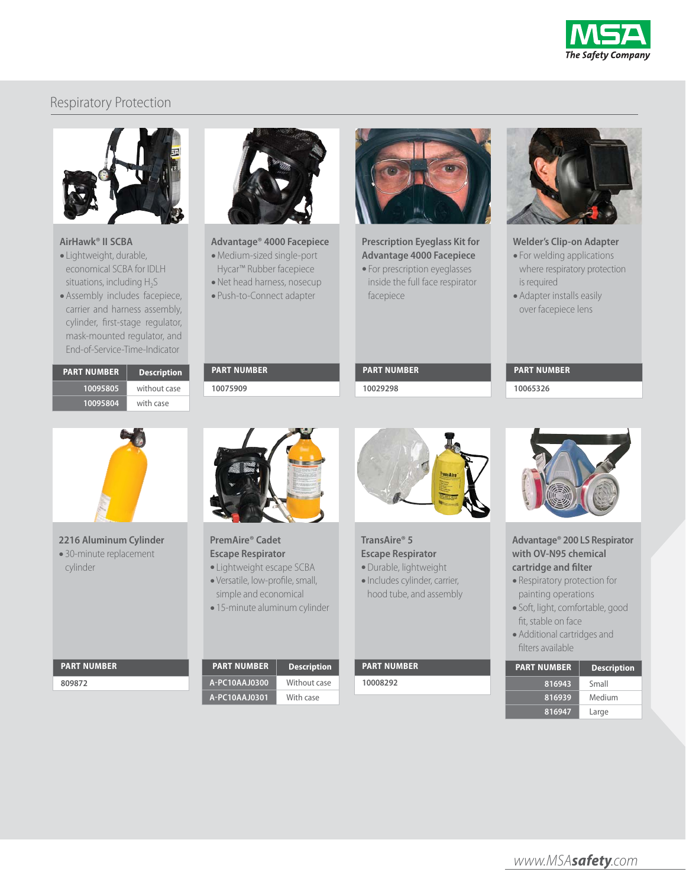# Respiratory Protection

### AirHawk® II SCBA

- Lightweight, durable, economical SCBA for IDLH situations, including $H_2S$
- Assembly includes facepiece, carrier and harness assembly, cylinder, first-stage regulator, mask-mounted regulator, and End-of-Service-Time-Indicator

| PART NUMBER | Description |
| --- | --- |
| 10095805 | without case |
| 10095804 | with case |

### Advantage® 4000 Facepiece

- Medium-sized single-port Hycar™ Rubber facepiece
- Net head harness, nosecup
- Push-to-Connect adapter

| PART NUMBER |
| --- |
| 10075909 |

### Prescription Eyeglass Kit for Advantage 4000 Facepiece

- For prescription eyeglasses inside the full face respirator facepiece

| PART NUMBER |
| --- |
| 10029298 |

### Welder's Clip-on Adapter

- For welding applications where respiratory protection is required
- Adapter installs easily over facepiece lens

| PART NUMBER |
| --- |
| 10065326 |

### 2216 Aluminum Cylinder

- 30-minute replacement cylinder

| PART NUMBER |
| --- |
| 809872 |

### PremAire® Cadet Escape Respirator

- Lightweight escape SCBA
- Versatile, low-profile, small, simple and economical
- 15-minute aluminum cylinder

| PART NUMBER | Description |
| --- | --- |
| A-PC10AAJ0300 | Without case |
| A-PC10AAJ0301 | With case |

### TransAire® 5 Escape Respirator

- Durable, lightweight
- Includes cylinder, carrier, hood tube, and assembly

| PART NUMBER |
| --- |
| 10008292 |

### Advantage® 200 LS Respirator with OV-N95 chemical cartridge and filter

- Respiratory protection for painting operations
- Soft, light, comfortable, good fit, stable on face
- Additional cartridges and filters available

| PART NUMBER | Description |
| --- | --- |
| 816943 | Small |
| 816939 | Medium |
| 816947 | Large |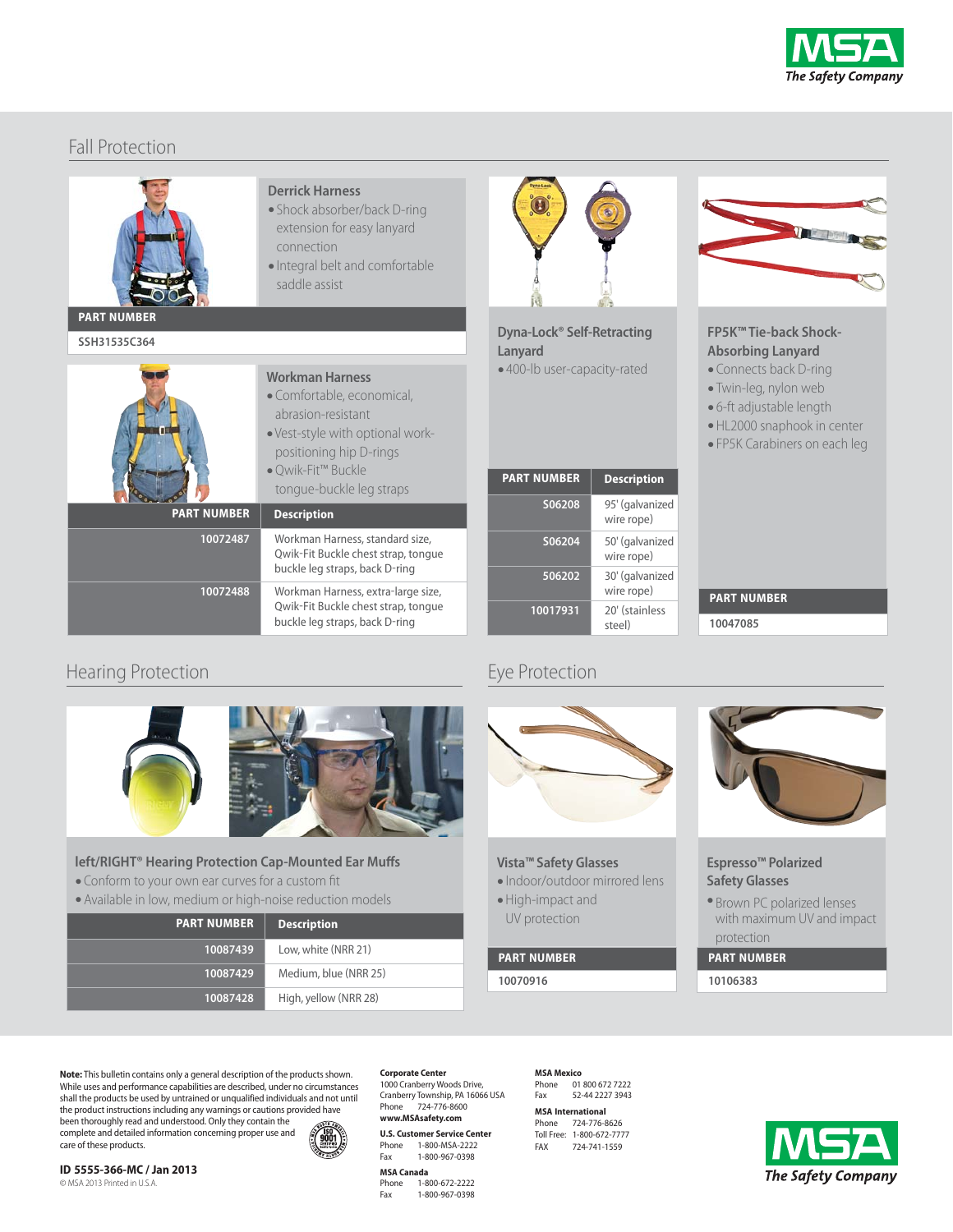# Fall Protection

### Derrick Harness

- Shock absorber/back D-ring extension for easy lanyard connection
- Integral belt and comfortable saddle assist

| PART NUMBER |
|---|
| SSH31535C364 |

### Workman Harness

- Comfortable, economical, abrasion-resistant
- Vest-style with optional work-positioning hip D-rings
- Qwik-Fit™ Buckle tongue-buckle leg straps

| PART NUMBER | Description |
|---|---|
| 10072487 | Workman Harness, standard size, Qwik-Fit Buckle chest strap, tongue buckle leg straps, back D-ring |
| 10072488 | Workman Harness, extra-large size, Qwik-Fit Buckle chest strap, tongue buckle leg straps, back D-ring |

### Dyna-Lock® Self-Retracting Lanyard

- 400-lb user-capacity-rated

| PART NUMBER | Description |
|---|---|
| 506208 | 95' (galvanized wire rope) |
| 506204 | 50' (galvanized wire rope) |
| 506202 | 30' (galvanized wire rope) |
| 10017931 | 20' (stainless steel) |

### FP5K™ Tie-back Shock-Absorbing Lanyard

- Connects back D-ring
- Twin-leg, nylon web
- 6-ft adjustable length
- HL2000 snaphook in center
- FP5K Carabiners on each leg

| PART NUMBER |
|---|
| 10047085 |

# Hearing Protection

### left/RIGHT® Hearing Protection Cap-Mounted Ear Muffs

- Conform to your own ear curves for a custom fit
- Available in low, medium or high-noise reduction models

| PART NUMBER | Description |
|---|---|
| 10087439 | Low, white (NRR 21) |
| 10087429 | Medium, blue (NRR 25) |
| 10087428 | High, yellow (NRR 28) |

# Eye Protection

### Vista™ Safety Glasses

- Indoor/outdoor mirrored lens
- High-impact and UV protection

| PART NUMBER |
|---|
| 10070916 |

### Espresso™ Polarized Safety Glasses

- Brown PC polarized lenses with maximum UV and impact protection

| PART NUMBER |
|---|
| 10106383 |

**Note:** This bulletin contains only a general description of the products shown. While uses and performance capabilities are described, under no circumstances shall the products be used by untrained or unqualified individuals and not until the product instructions including any warnings or cautions provided have been thoroughly read and understood. Only they contain the complete and detailed information concerning proper use and care of these products.

**ID 5555-366-MC / Jan 2013**
© MSA 2013 Printed in U.S.A.

**Corporate Center**
1000 Cranberry Woods Drive,
Cranberry Township, PA 16066 USA
Phone 724-776-8600
**www.MSAsafety.com**

**U.S. Customer Service Center**
Phone 1-800-MSA-2222
Fax 1-800-967-0398

**MSA Canada**
Phone 1-800-672-2222
Fax 1-800-967-0398

**MSA Mexico**
Phone 01 800 672 7222
Fax 52-44 2227 3943

**MSA International**
Phone 724-776-8626
Toll Free: 1-800-672-7777
FAX 724-741-1559

MSA The Safety Company